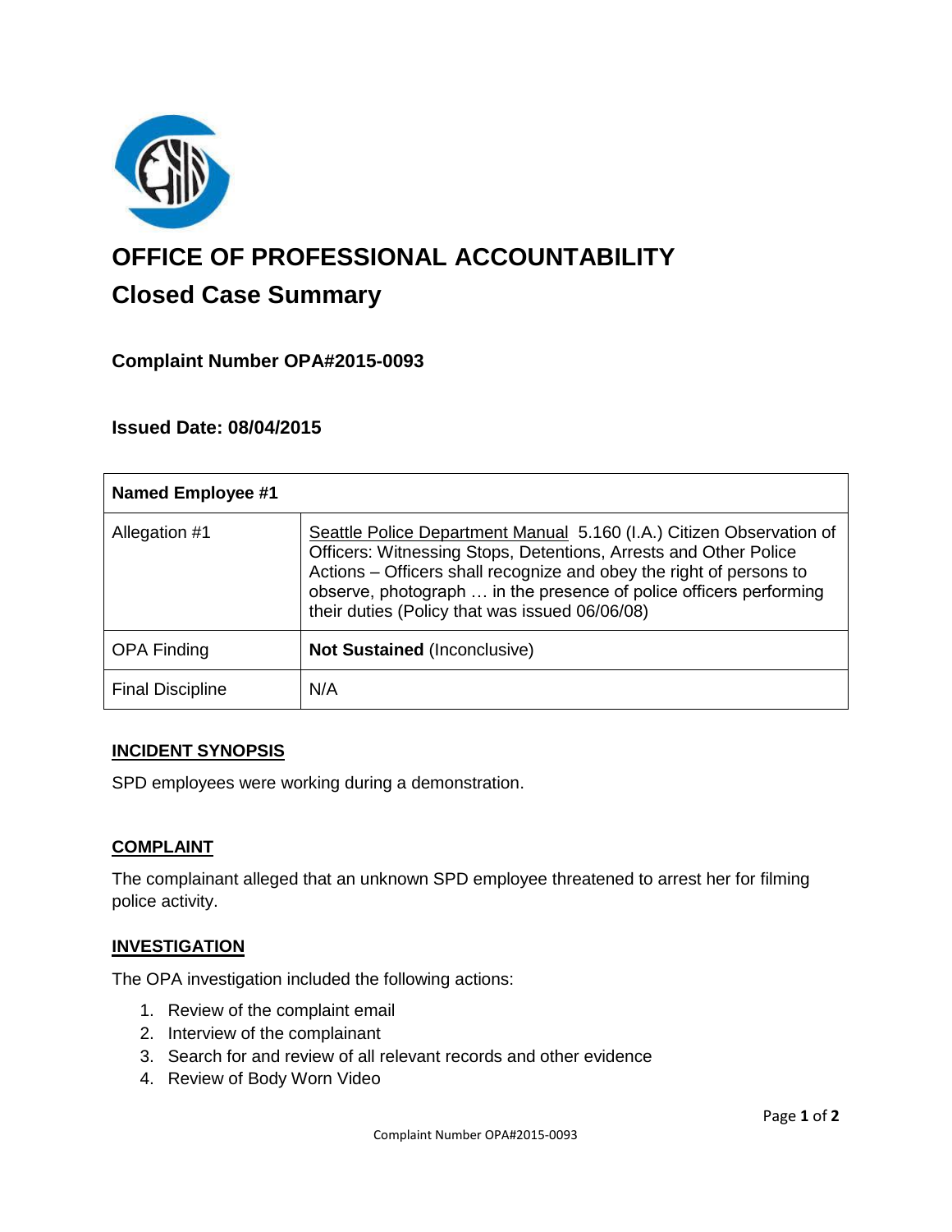# OFFICE OF PROFESSIONAL ACCOUNTABILITY

## Closed Case Summary

### Complaint Number OPA#2015-0093

### Issued Date: 08/04/2015

| **Named Employee #1** | |
|---|---|
| Allegation #1 | Seattle Police Department Manual 5.160 (I.A.) Citizen Observation of Officers: Witnessing Stops, Detentions, Arrests and Other Police Actions – Officers shall recognize and obey the right of persons to observe, photograph … in the presence of police officers performing their duties (Policy that was issued 06/06/08) |
| OPA Finding | **Not Sustained** (Inconclusive) |
| Final Discipline | N/A |

**INCIDENT SYNOPSIS**

SPD employees were working during a demonstration.

**COMPLAINT**

The complainant alleged that an unknown SPD employee threatened to arrest her for filming police activity.

**INVESTIGATION**

The OPA investigation included the following actions:

1. Review of the complaint email
2. Interview of the complainant
3. Search for and review of all relevant records and other evidence
4. Review of Body Worn Video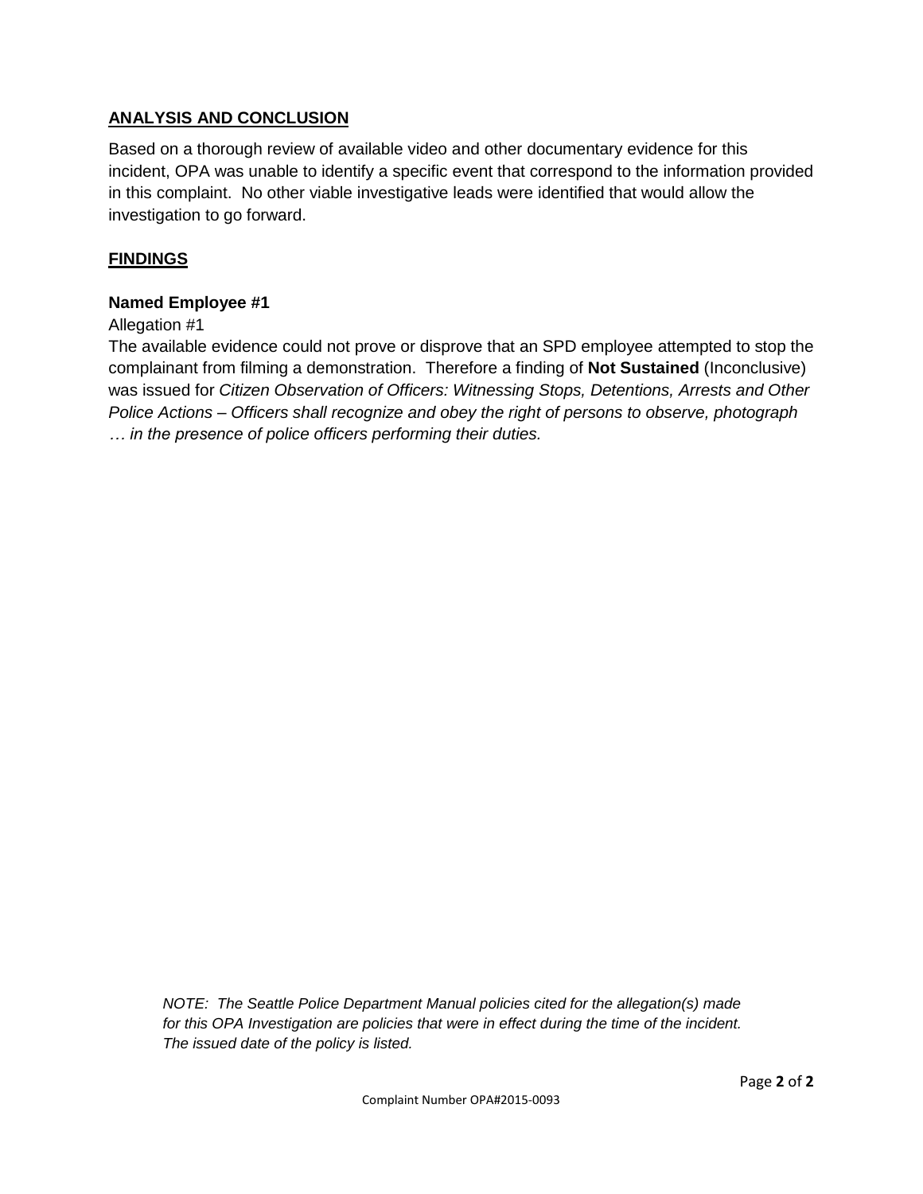## ANALYSIS AND CONCLUSION

Based on a thorough review of available video and other documentary evidence for this incident, OPA was unable to identify a specific event that correspond to the information provided in this complaint. No other viable investigative leads were identified that would allow the investigation to go forward.

## FINDINGS

**Named Employee #1**

Allegation #1

The available evidence could not prove or disprove that an SPD employee attempted to stop the complainant from filming a demonstration. Therefore a finding of **Not Sustained** (Inconclusive) was issued for *Citizen Observation of Officers: Witnessing Stops, Detentions, Arrests and Other Police Actions – Officers shall recognize and obey the right of persons to observe, photograph … in the presence of police officers performing their duties.*

*NOTE: The Seattle Police Department Manual policies cited for the allegation(s) made for this OPA Investigation are policies that were in effect during the time of the incident. The issued date of the policy is listed.*

Complaint Number OPA#2015-0093